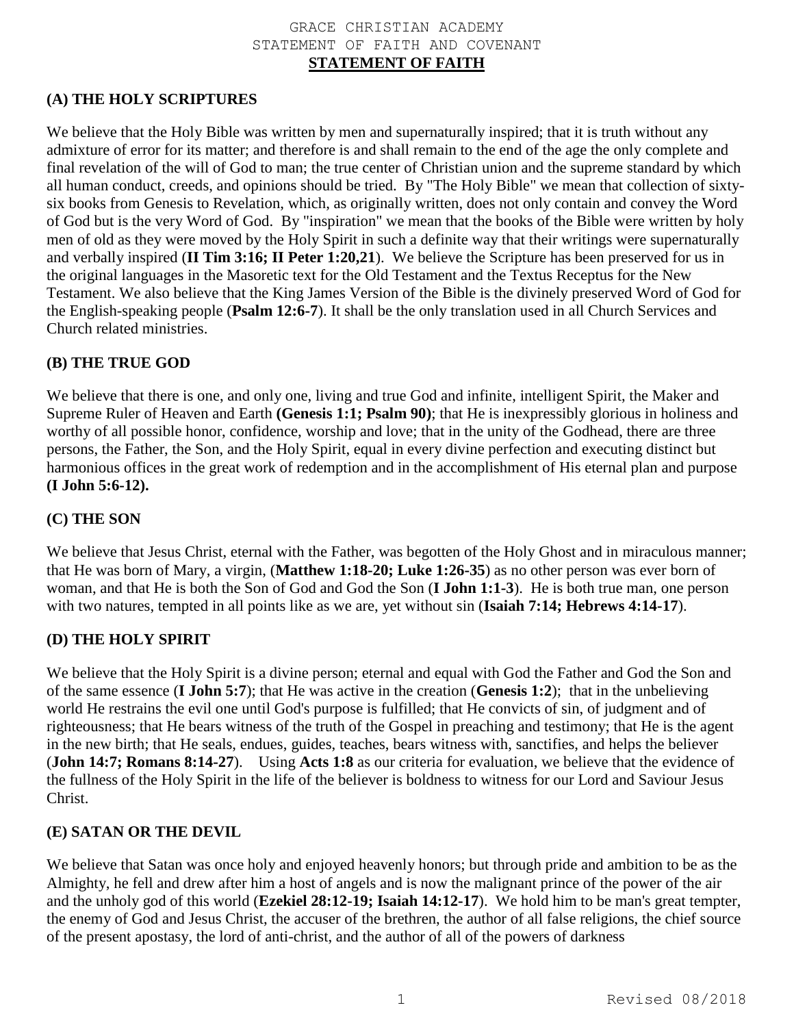GRACE CHRISTIAN ACADEMY
STATEMENT OF FAITH AND COVENANT

# STATEMENT OF FAITH

## (A) THE HOLY SCRIPTURES

We believe that the Holy Bible was written by men and supernaturally inspired; that it is truth without any admixture of error for its matter; and therefore is and shall remain to the end of the age the only complete and final revelation of the will of God to man; the true center of Christian union and the supreme standard by which all human conduct, creeds, and opinions should be tried. By "The Holy Bible" we mean that collection of sixty-six books from Genesis to Revelation, which, as originally written, does not only contain and convey the Word of God but is the very Word of God. By "inspiration" we mean that the books of the Bible were written by holy men of old as they were moved by the Holy Spirit in such a definite way that their writings were supernaturally and verbally inspired (**II Tim 3:16; II Peter 1:20,21**). We believe the Scripture has been preserved for us in the original languages in the Masoretic text for the Old Testament and the Textus Receptus for the New Testament. We also believe that the King James Version of the Bible is the divinely preserved Word of God for the English-speaking people (**Psalm 12:6-7**). It shall be the only translation used in all Church Services and Church related ministries.

## (B) THE TRUE GOD

We believe that there is one, and only one, living and true God and infinite, intelligent Spirit, the Maker and Supreme Ruler of Heaven and Earth **(Genesis 1:1; Psalm 90)**; that He is inexpressibly glorious in holiness and worthy of all possible honor, confidence, worship and love; that in the unity of the Godhead, there are three persons, the Father, the Son, and the Holy Spirit, equal in every divine perfection and executing distinct but harmonious offices in the great work of redemption and in the accomplishment of His eternal plan and purpose **(I John 5:6-12).**

## (C) THE SON

We believe that Jesus Christ, eternal with the Father, was begotten of the Holy Ghost and in miraculous manner; that He was born of Mary, a virgin, (**Matthew 1:18-20; Luke 1:26-35**) as no other person was ever born of woman, and that He is both the Son of God and God the Son (**I John 1:1-3**). He is both true man, one person with two natures, tempted in all points like as we are, yet without sin (**Isaiah 7:14; Hebrews 4:14-17**).

## (D) THE HOLY SPIRIT

We believe that the Holy Spirit is a divine person; eternal and equal with God the Father and God the Son and of the same essence (**I John 5:7**); that He was active in the creation (**Genesis 1:2**); that in the unbelieving world He restrains the evil one until God's purpose is fulfilled; that He convicts of sin, of judgment and of righteousness; that He bears witness of the truth of the Gospel in preaching and testimony; that He is the agent in the new birth; that He seals, endues, guides, teaches, bears witness with, sanctifies, and helps the believer (**John 14:7; Romans 8:14-27**). Using **Acts 1:8** as our criteria for evaluation, we believe that the evidence of the fullness of the Holy Spirit in the life of the believer is boldness to witness for our Lord and Saviour Jesus Christ.

## (E) SATAN OR THE DEVIL

We believe that Satan was once holy and enjoyed heavenly honors; but through pride and ambition to be as the Almighty, he fell and drew after him a host of angels and is now the malignant prince of the power of the air and the unholy god of this world (**Ezekiel 28:12-19; Isaiah 14:12-17**). We hold him to be man's great tempter, the enemy of God and Jesus Christ, the accuser of the brethren, the author of all false religions, the chief source of the present apostasy, the lord of anti-christ, and the author of all of the powers of darkness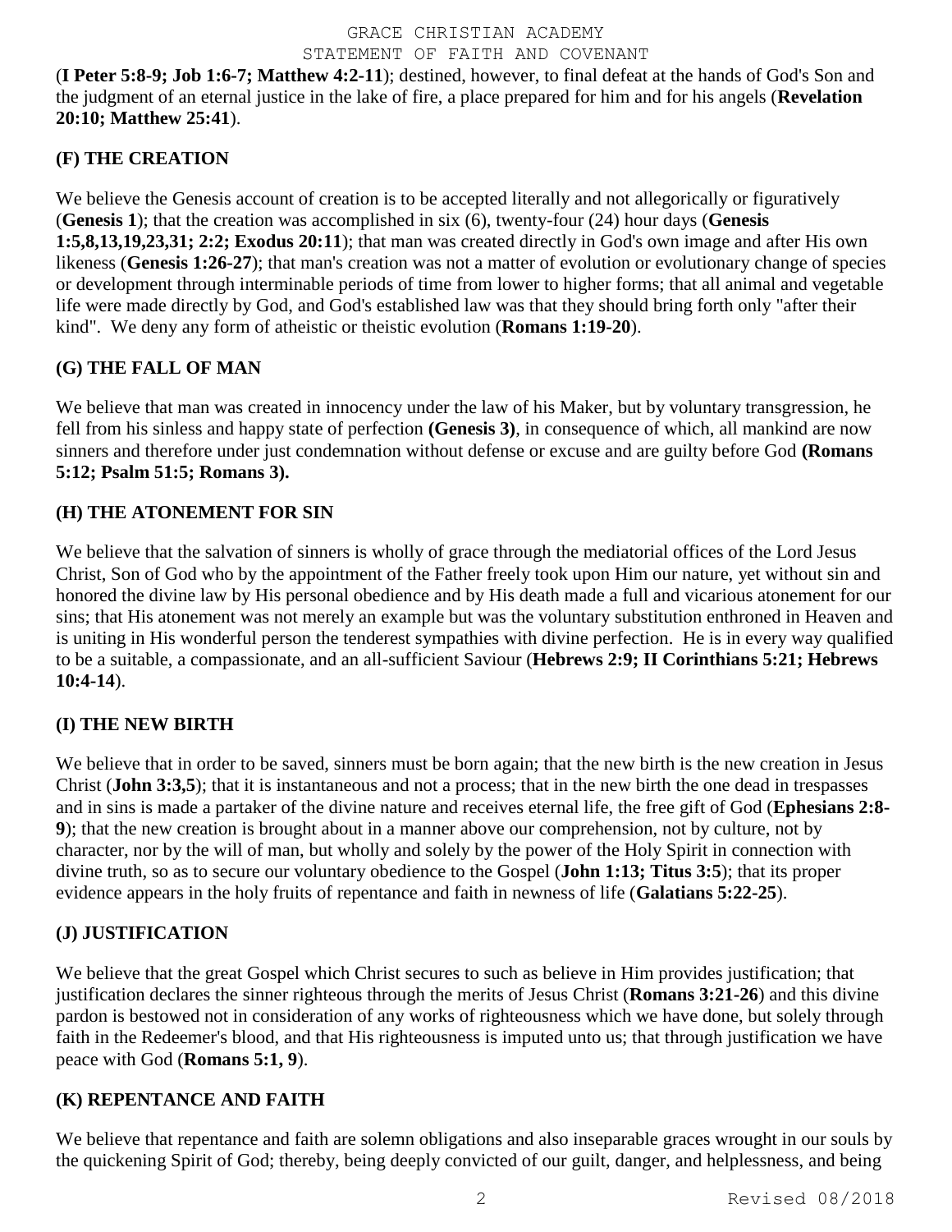(**I Peter 5:8-9; Job 1:6-7; Matthew 4:2-11**); destined, however, to final defeat at the hands of God's Son and the judgment of an eternal justice in the lake of fire, a place prepared for him and for his angels (**Revelation 20:10; Matthew 25:41**).

### (F) THE CREATION

We believe the Genesis account of creation is to be accepted literally and not allegorically or figuratively (**Genesis 1**); that the creation was accomplished in six (6), twenty-four (24) hour days (**Genesis 1:5,8,13,19,23,31; 2:2; Exodus 20:11**); that man was created directly in God's own image and after His own likeness (**Genesis 1:26-27**); that man's creation was not a matter of evolution or evolutionary change of species or development through interminable periods of time from lower to higher forms; that all animal and vegetable life were made directly by God, and God's established law was that they should bring forth only "after their kind". We deny any form of atheistic or theistic evolution (**Romans 1:19-20**).

### (G) THE FALL OF MAN

We believe that man was created in innocency under the law of his Maker, but by voluntary transgression, he fell from his sinless and happy state of perfection **(Genesis 3)**, in consequence of which, all mankind are now sinners and therefore under just condemnation without defense or excuse and are guilty before God **(Romans 5:12; Psalm 51:5; Romans 3).**

### (H) THE ATONEMENT FOR SIN

We believe that the salvation of sinners is wholly of grace through the mediatorial offices of the Lord Jesus Christ, Son of God who by the appointment of the Father freely took upon Him our nature, yet without sin and honored the divine law by His personal obedience and by His death made a full and vicarious atonement for our sins; that His atonement was not merely an example but was the voluntary substitution enthroned in Heaven and is uniting in His wonderful person the tenderest sympathies with divine perfection. He is in every way qualified to be a suitable, a compassionate, and an all-sufficient Saviour (**Hebrews 2:9; II Corinthians 5:21; Hebrews 10:4-14**).

### (I) THE NEW BIRTH

We believe that in order to be saved, sinners must be born again; that the new birth is the new creation in Jesus Christ (**John 3:3,5**); that it is instantaneous and not a process; that in the new birth the one dead in trespasses and in sins is made a partaker of the divine nature and receives eternal life, the free gift of God (**Ephesians 2:8-9**); that the new creation is brought about in a manner above our comprehension, not by culture, not by character, nor by the will of man, but wholly and solely by the power of the Holy Spirit in connection with divine truth, so as to secure our voluntary obedience to the Gospel (**John 1:13; Titus 3:5**); that its proper evidence appears in the holy fruits of repentance and faith in newness of life (**Galatians 5:22-25**).

### (J) JUSTIFICATION

We believe that the great Gospel which Christ secures to such as believe in Him provides justification; that justification declares the sinner righteous through the merits of Jesus Christ (**Romans 3:21-26**) and this divine pardon is bestowed not in consideration of any works of righteousness which we have done, but solely through faith in the Redeemer's blood, and that His righteousness is imputed unto us; that through justification we have peace with God (**Romans 5:1, 9**).

### (K) REPENTANCE AND FAITH

We believe that repentance and faith are solemn obligations and also inseparable graces wrought in our souls by the quickening Spirit of God; thereby, being deeply convicted of our guilt, danger, and helplessness, and being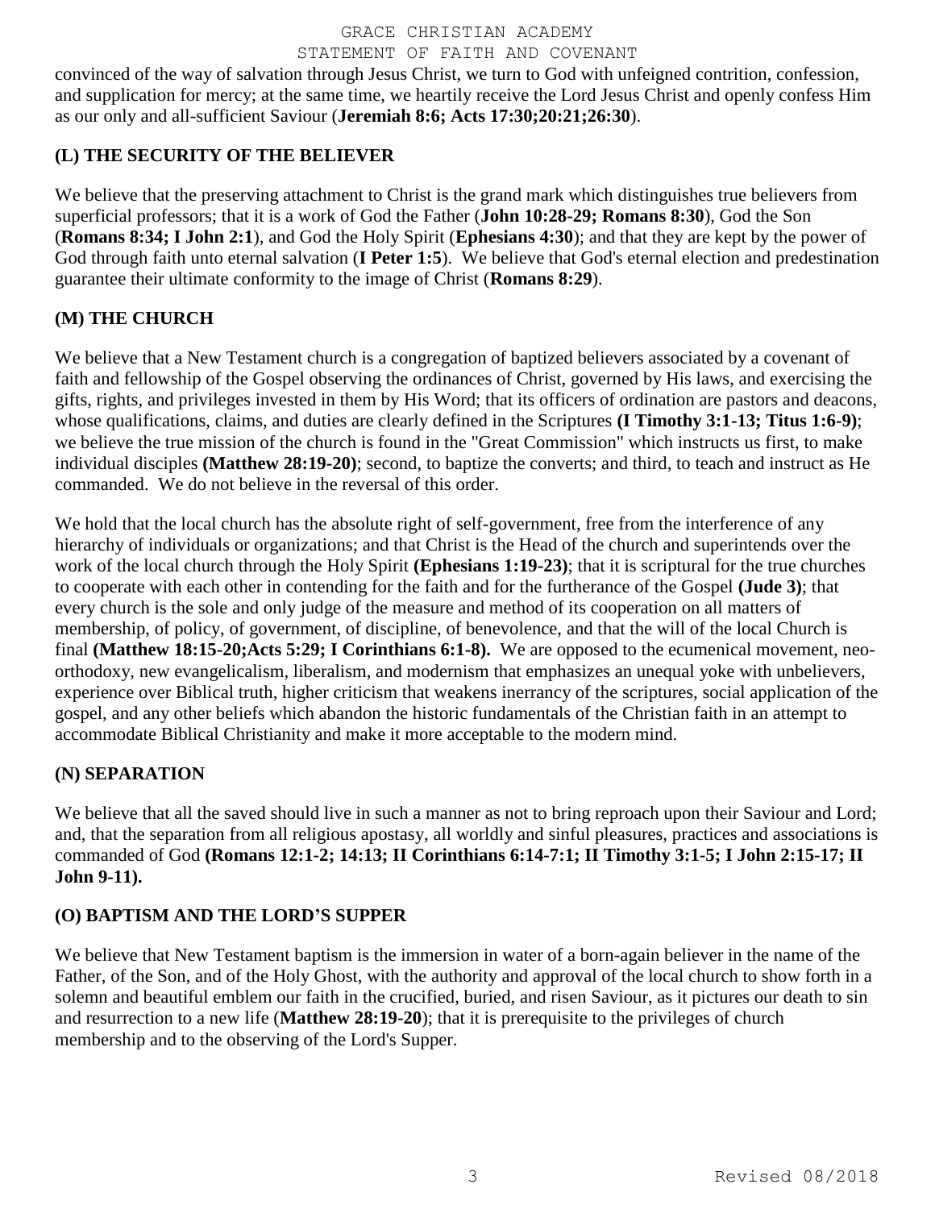convinced of the way of salvation through Jesus Christ, we turn to God with unfeigned contrition, confession, and supplication for mercy; at the same time, we heartily receive the Lord Jesus Christ and openly confess Him as our only and all-sufficient Saviour (**Jeremiah 8:6; Acts 17:30;20:21;26:30**).

## (L) THE SECURITY OF THE BELIEVER

We believe that the preserving attachment to Christ is the grand mark which distinguishes true believers from superficial professors; that it is a work of God the Father (**John 10:28-29; Romans 8:30**), God the Son (**Romans 8:34; I John 2:1**), and God the Holy Spirit (**Ephesians 4:30**); and that they are kept by the power of God through faith unto eternal salvation (**I Peter 1:5**). We believe that God's eternal election and predestination guarantee their ultimate conformity to the image of Christ (**Romans 8:29**).

## (M) THE CHURCH

We believe that a New Testament church is a congregation of baptized believers associated by a covenant of faith and fellowship of the Gospel observing the ordinances of Christ, governed by His laws, and exercising the gifts, rights, and privileges invested in them by His Word; that its officers of ordination are pastors and deacons, whose qualifications, claims, and duties are clearly defined in the Scriptures **(I Timothy 3:1-13; Titus 1:6-9)**; we believe the true mission of the church is found in the "Great Commission" which instructs us first, to make individual disciples **(Matthew 28:19-20)**; second, to baptize the converts; and third, to teach and instruct as He commanded. We do not believe in the reversal of this order.

We hold that the local church has the absolute right of self-government, free from the interference of any hierarchy of individuals or organizations; and that Christ is the Head of the church and superintends over the work of the local church through the Holy Spirit **(Ephesians 1:19-23)**; that it is scriptural for the true churches to cooperate with each other in contending for the faith and for the furtherance of the Gospel **(Jude 3)**; that every church is the sole and only judge of the measure and method of its cooperation on all matters of membership, of policy, of government, of discipline, of benevolence, and that the will of the local Church is final **(Matthew 18:15-20;Acts 5:29; I Corinthians 6:1-8).** We are opposed to the ecumenical movement, neo-orthodoxy, new evangelicalism, liberalism, and modernism that emphasizes an unequal yoke with unbelievers, experience over Biblical truth, higher criticism that weakens inerrancy of the scriptures, social application of the gospel, and any other beliefs which abandon the historic fundamentals of the Christian faith in an attempt to accommodate Biblical Christianity and make it more acceptable to the modern mind.

## (N) SEPARATION

We believe that all the saved should live in such a manner as not to bring reproach upon their Saviour and Lord; and, that the separation from all religious apostasy, all worldly and sinful pleasures, practices and associations is commanded of God **(Romans 12:1-2; 14:13; II Corinthians 6:14-7:1; II Timothy 3:1-5; I John 2:15-17; II John 9-11).**

## (O) BAPTISM AND THE LORD'S SUPPER

We believe that New Testament baptism is the immersion in water of a born-again believer in the name of the Father, of the Son, and of the Holy Ghost, with the authority and approval of the local church to show forth in a solemn and beautiful emblem our faith in the crucified, buried, and risen Saviour, as it pictures our death to sin and resurrection to a new life (**Matthew 28:19-20**); that it is prerequisite to the privileges of church membership and to the observing of the Lord's Supper.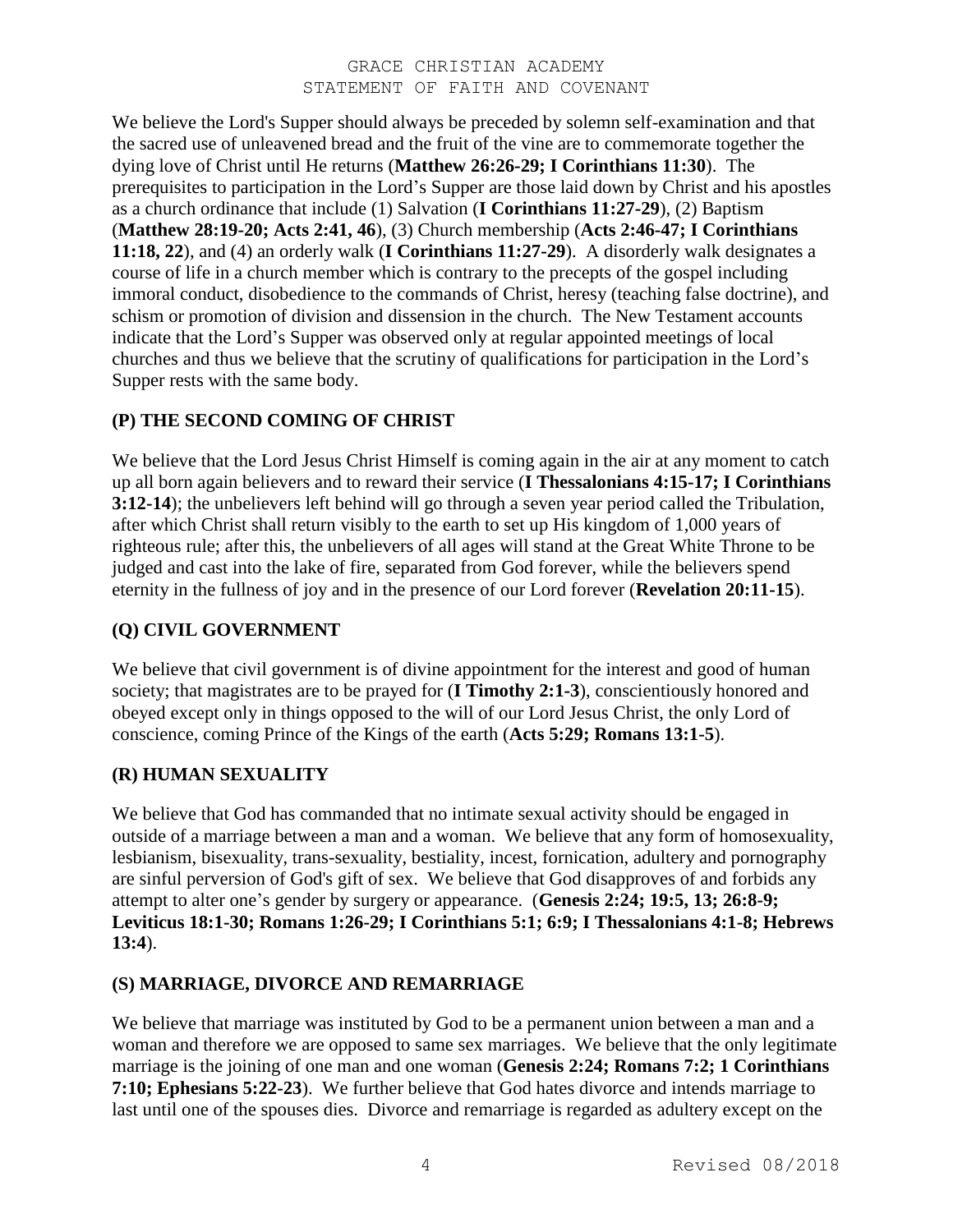We believe the Lord's Supper should always be preceded by solemn self-examination and that the sacred use of unleavened bread and the fruit of the vine are to commemorate together the dying love of Christ until He returns (**Matthew 26:26-29; I Corinthians 11:30**). The prerequisites to participation in the Lord's Supper are those laid down by Christ and his apostles as a church ordinance that include (1) Salvation (**I Corinthians 11:27-29**), (2) Baptism (**Matthew 28:19-20; Acts 2:41, 46**), (3) Church membership (**Acts 2:46-47; I Corinthians 11:18, 22**), and (4) an orderly walk (**I Corinthians 11:27-29**). A disorderly walk designates a course of life in a church member which is contrary to the precepts of the gospel including immoral conduct, disobedience to the commands of Christ, heresy (teaching false doctrine), and schism or promotion of division and dissension in the church. The New Testament accounts indicate that the Lord's Supper was observed only at regular appointed meetings of local churches and thus we believe that the scrutiny of qualifications for participation in the Lord's Supper rests with the same body.

## (P) THE SECOND COMING OF CHRIST

We believe that the Lord Jesus Christ Himself is coming again in the air at any moment to catch up all born again believers and to reward their service (**I Thessalonians 4:15-17; I Corinthians 3:12-14**); the unbelievers left behind will go through a seven year period called the Tribulation, after which Christ shall return visibly to the earth to set up His kingdom of 1,000 years of righteous rule; after this, the unbelievers of all ages will stand at the Great White Throne to be judged and cast into the lake of fire, separated from God forever, while the believers spend eternity in the fullness of joy and in the presence of our Lord forever (**Revelation 20:11-15**).

## (Q) CIVIL GOVERNMENT

We believe that civil government is of divine appointment for the interest and good of human society; that magistrates are to be prayed for (**I Timothy 2:1-3**), conscientiously honored and obeyed except only in things opposed to the will of our Lord Jesus Christ, the only Lord of conscience, coming Prince of the Kings of the earth (**Acts 5:29; Romans 13:1-5**).

## (R) HUMAN SEXUALITY

We believe that God has commanded that no intimate sexual activity should be engaged in outside of a marriage between a man and a woman. We believe that any form of homosexuality, lesbianism, bisexuality, trans-sexuality, bestiality, incest, fornication, adultery and pornography are sinful perversion of God's gift of sex. We believe that God disapproves of and forbids any attempt to alter one's gender by surgery or appearance. (**Genesis 2:24; 19:5, 13; 26:8-9; Leviticus 18:1-30; Romans 1:26-29; I Corinthians 5:1; 6:9; I Thessalonians 4:1-8; Hebrews 13:4**).

## (S) MARRIAGE, DIVORCE AND REMARRIAGE

We believe that marriage was instituted by God to be a permanent union between a man and a woman and therefore we are opposed to same sex marriages. We believe that the only legitimate marriage is the joining of one man and one woman (**Genesis 2:24; Romans 7:2; 1 Corinthians 7:10; Ephesians 5:22-23**). We further believe that God hates divorce and intends marriage to last until one of the spouses dies. Divorce and remarriage is regarded as adultery except on the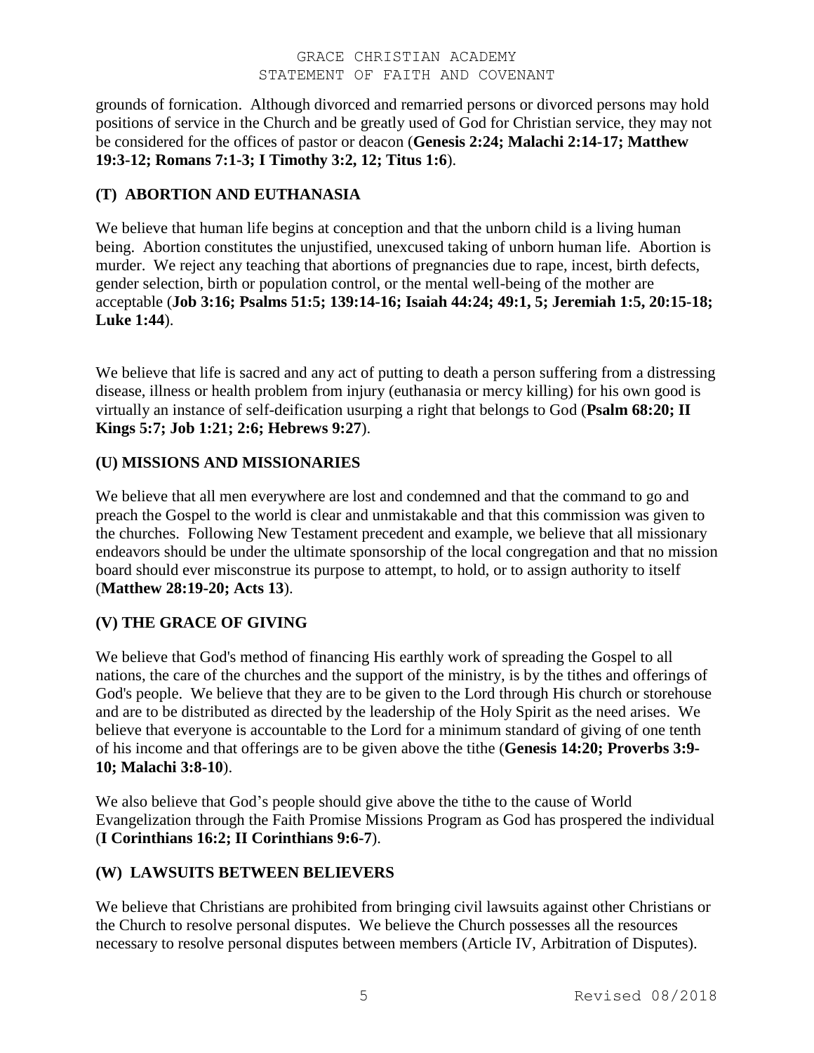grounds of fornication. Although divorced and remarried persons or divorced persons may hold positions of service in the Church and be greatly used of God for Christian service, they may not be considered for the offices of pastor or deacon (**Genesis 2:24; Malachi 2:14-17; Matthew 19:3-12; Romans 7:1-3; I Timothy 3:2, 12; Titus 1:6**).

### (T) ABORTION AND EUTHANASIA

We believe that human life begins at conception and that the unborn child is a living human being. Abortion constitutes the unjustified, unexcused taking of unborn human life. Abortion is murder. We reject any teaching that abortions of pregnancies due to rape, incest, birth defects, gender selection, birth or population control, or the mental well-being of the mother are acceptable (**Job 3:16; Psalms 51:5; 139:14-16; Isaiah 44:24; 49:1, 5; Jeremiah 1:5, 20:15-18; Luke 1:44**).

We believe that life is sacred and any act of putting to death a person suffering from a distressing disease, illness or health problem from injury (euthanasia or mercy killing) for his own good is virtually an instance of self-deification usurping a right that belongs to God (**Psalm 68:20; II Kings 5:7; Job 1:21; 2:6; Hebrews 9:27**).

### (U) MISSIONS AND MISSIONARIES

We believe that all men everywhere are lost and condemned and that the command to go and preach the Gospel to the world is clear and unmistakable and that this commission was given to the churches. Following New Testament precedent and example, we believe that all missionary endeavors should be under the ultimate sponsorship of the local congregation and that no mission board should ever misconstrue its purpose to attempt, to hold, or to assign authority to itself (**Matthew 28:19-20; Acts 13**).

### (V) THE GRACE OF GIVING

We believe that God's method of financing His earthly work of spreading the Gospel to all nations, the care of the churches and the support of the ministry, is by the tithes and offerings of God's people. We believe that they are to be given to the Lord through His church or storehouse and are to be distributed as directed by the leadership of the Holy Spirit as the need arises. We believe that everyone is accountable to the Lord for a minimum standard of giving of one tenth of his income and that offerings are to be given above the tithe (**Genesis 14:20; Proverbs 3:9-10; Malachi 3:8-10**).

We also believe that God's people should give above the tithe to the cause of World Evangelization through the Faith Promise Missions Program as God has prospered the individual (**I Corinthians 16:2; II Corinthians 9:6-7**).

### (W) LAWSUITS BETWEEN BELIEVERS

We believe that Christians are prohibited from bringing civil lawsuits against other Christians or the Church to resolve personal disputes. We believe the Church possesses all the resources necessary to resolve personal disputes between members (Article IV, Arbitration of Disputes).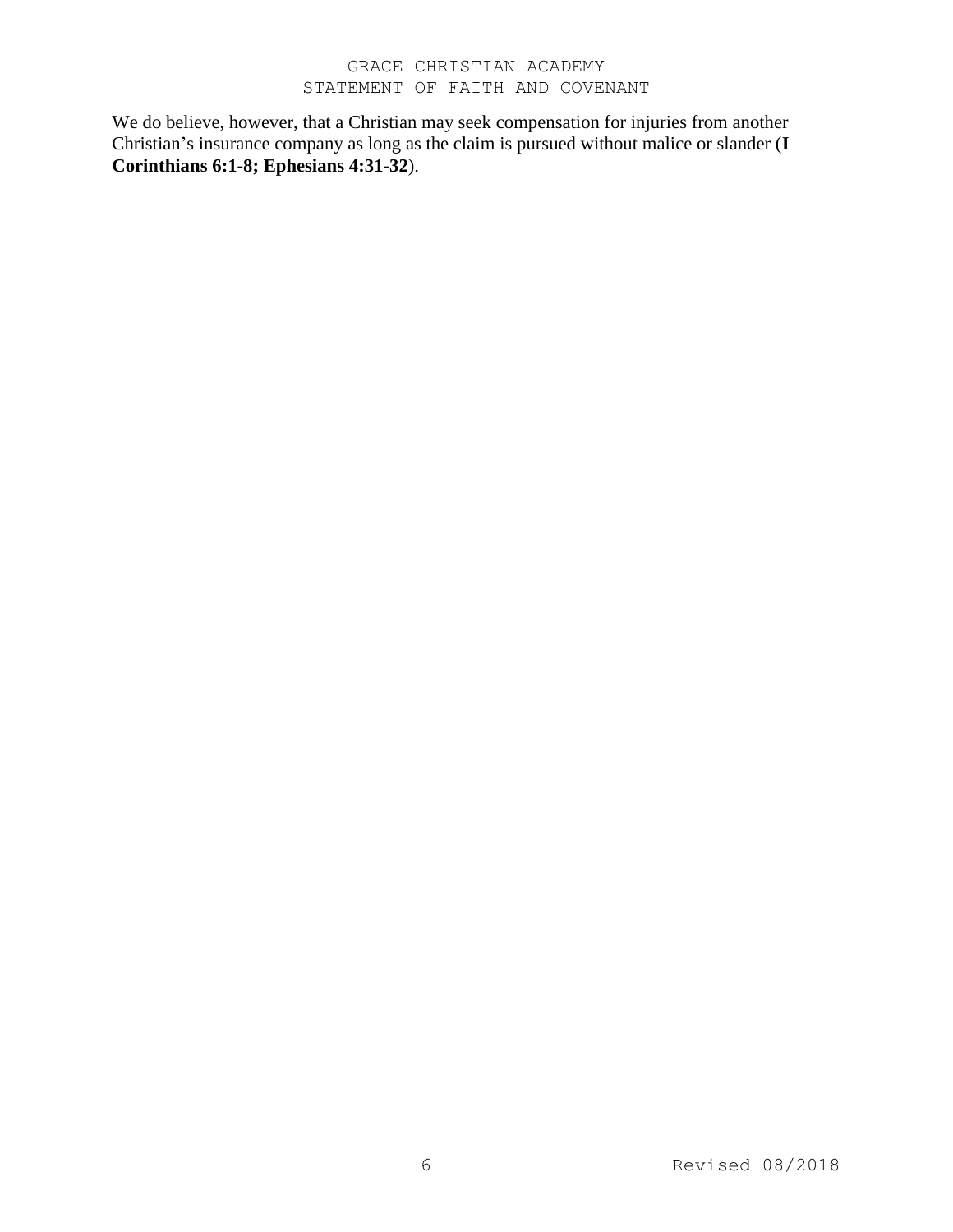We do believe, however, that a Christian may seek compensation for injuries from another Christian's insurance company as long as the claim is pursued without malice or slander (**I Corinthians 6:1-8; Ephesians 4:31-32**).